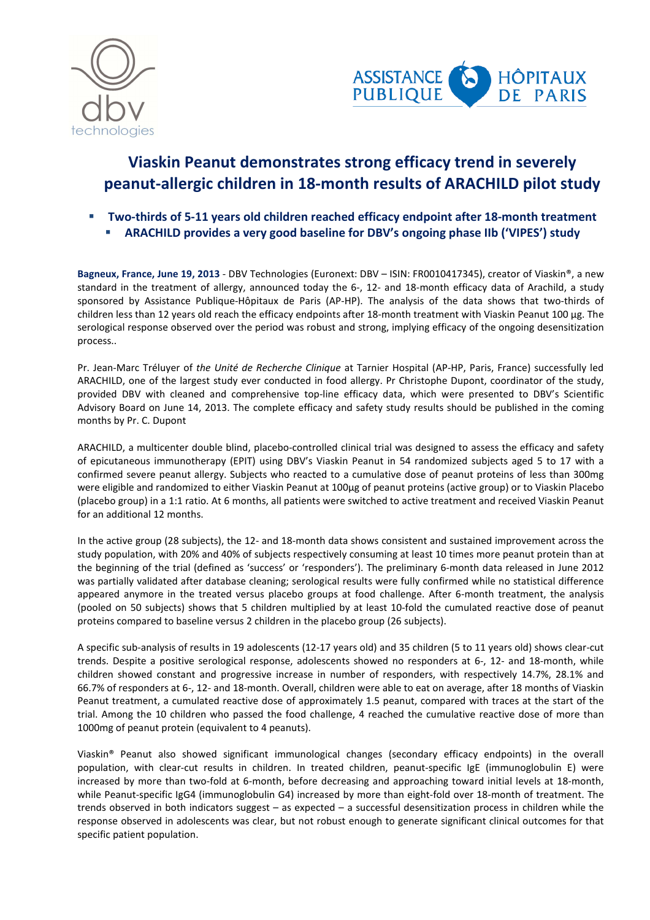# Viaskin Peanut demonstrates strong efficacy trend in severely peanut-allergic children in 18-month results of ARACHILD pilot study

- **Two-thirds of 5-11 years old children reached efficacy endpoint after 18-month treatment**
  - **ARACHILD provides a very good baseline for DBV's ongoing phase IIb ('VIPES') study**

**Bagneux, France, June 19, 2013** - DBV Technologies (Euronext: DBV – ISIN: FR0010417345), creator of Viaskin®, a new standard in the treatment of allergy, announced today the 6-, 12- and 18-month efficacy data of Arachild, a study sponsored by Assistance Publique-Hôpitaux de Paris (AP-HP). The analysis of the data shows that two-thirds of children less than 12 years old reach the efficacy endpoints after 18-month treatment with Viaskin Peanut 100 µg. The serological response observed over the period was robust and strong, implying efficacy of the ongoing desensitization process..

Pr. Jean-Marc Tréluyer of *the Unité de Recherche Clinique* at Tarnier Hospital (AP-HP, Paris, France) successfully led ARACHILD, one of the largest study ever conducted in food allergy. Pr Christophe Dupont, coordinator of the study, provided DBV with cleaned and comprehensive top-line efficacy data, which were presented to DBV's Scientific Advisory Board on June 14, 2013. The complete efficacy and safety study results should be published in the coming months by Pr. C. Dupont

ARACHILD, a multicenter double blind, placebo-controlled clinical trial was designed to assess the efficacy and safety of epicutaneous immunotherapy (EPIT) using DBV's Viaskin Peanut in 54 randomized subjects aged 5 to 17 with a confirmed severe peanut allergy. Subjects who reacted to a cumulative dose of peanut proteins of less than 300mg were eligible and randomized to either Viaskin Peanut at 100µg of peanut proteins (active group) or to Viaskin Placebo (placebo group) in a 1:1 ratio. At 6 months, all patients were switched to active treatment and received Viaskin Peanut for an additional 12 months.

In the active group (28 subjects), the 12- and 18-month data shows consistent and sustained improvement across the study population, with 20% and 40% of subjects respectively consuming at least 10 times more peanut protein than at the beginning of the trial (defined as 'success' or 'responders'). The preliminary 6-month data released in June 2012 was partially validated after database cleaning; serological results were fully confirmed while no statistical difference appeared anymore in the treated versus placebo groups at food challenge. After 6-month treatment, the analysis (pooled on 50 subjects) shows that 5 children multiplied by at least 10-fold the cumulated reactive dose of peanut proteins compared to baseline versus 2 children in the placebo group (26 subjects).

A specific sub-analysis of results in 19 adolescents (12-17 years old) and 35 children (5 to 11 years old) shows clear-cut trends. Despite a positive serological response, adolescents showed no responders at 6-, 12- and 18-month, while children showed constant and progressive increase in number of responders, with respectively 14.7%, 28.1% and 66.7% of responders at 6-, 12- and 18-month. Overall, children were able to eat on average, after 18 months of Viaskin Peanut treatment, a cumulated reactive dose of approximately 1.5 peanut, compared with traces at the start of the trial. Among the 10 children who passed the food challenge, 4 reached the cumulative reactive dose of more than 1000mg of peanut protein (equivalent to 4 peanuts).

Viaskin® Peanut also showed significant immunological changes (secondary efficacy endpoints) in the overall population, with clear-cut results in children. In treated children, peanut-specific IgE (immunoglobulin E) were increased by more than two-fold at 6-month, before decreasing and approaching toward initial levels at 18-month, while Peanut-specific IgG4 (immunoglobulin G4) increased by more than eight-fold over 18-month of treatment. The trends observed in both indicators suggest – as expected – a successful desensitization process in children while the response observed in adolescents was clear, but not robust enough to generate significant clinical outcomes for that specific patient population.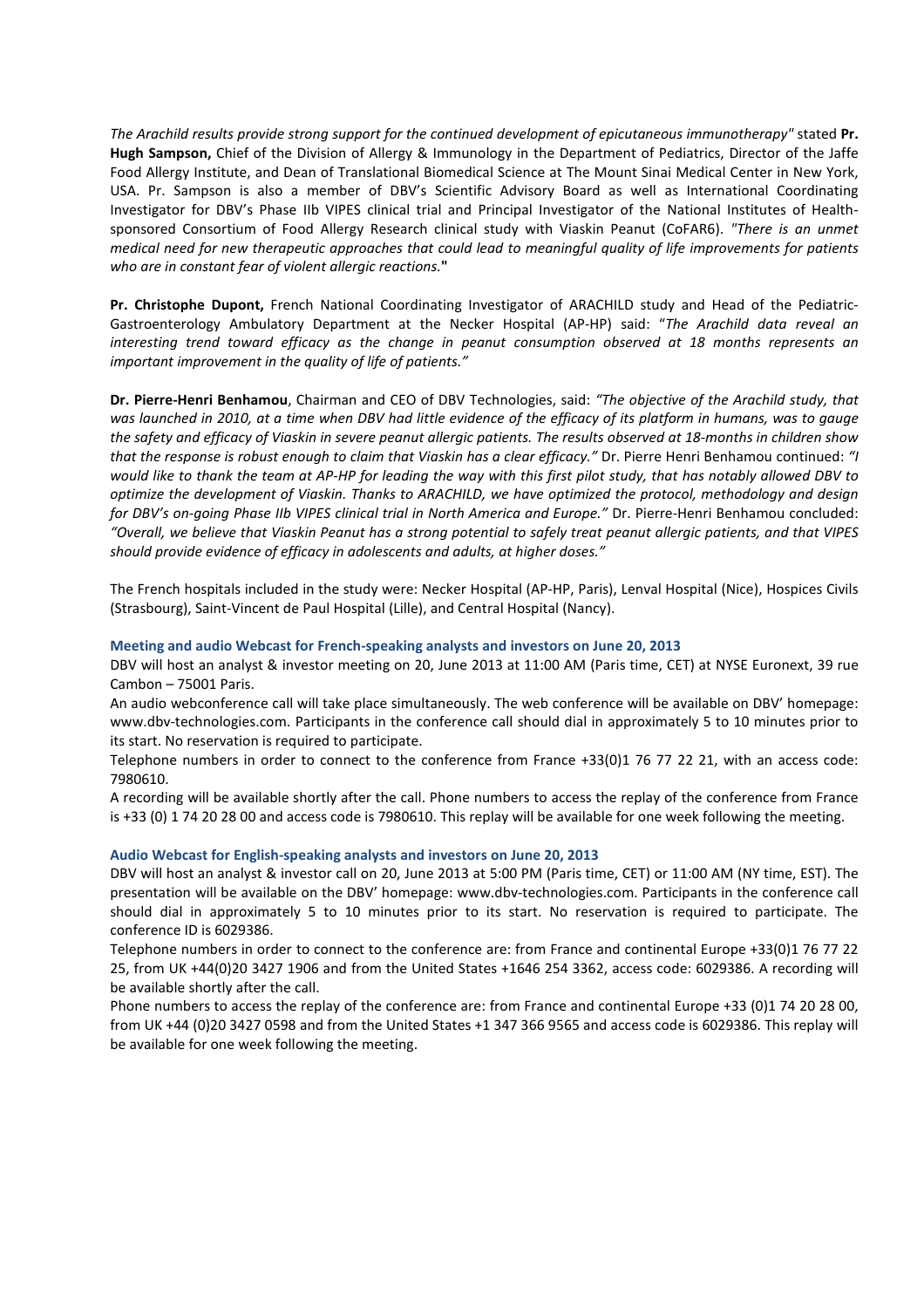*The Arachild results provide strong support for the continued development of epicutaneous immunotherapy"* stated **Pr. Hugh Sampson,** Chief of the Division of Allergy & Immunology in the Department of Pediatrics, Director of the Jaffe Food Allergy Institute, and Dean of Translational Biomedical Science at The Mount Sinai Medical Center in New York, USA. Pr. Sampson is also a member of DBV's Scientific Advisory Board as well as International Coordinating Investigator for DBV's Phase IIb VIPES clinical trial and Principal Investigator of the National Institutes of Health-sponsored Consortium of Food Allergy Research clinical study with Viaskin Peanut (CoFAR6). *"There is an unmet medical need for new therapeutic approaches that could lead to meaningful quality of life improvements for patients who are in constant fear of violent allergic reactions.***"**

**Pr. Christophe Dupont,** French National Coordinating Investigator of ARACHILD study and Head of the Pediatric-Gastroenterology Ambulatory Department at the Necker Hospital (AP-HP) said: "*The Arachild data reveal an interesting trend toward efficacy as the change in peanut consumption observed at 18 months represents an important improvement in the quality of life of patients."*

**Dr. Pierre-Henri Benhamou**, Chairman and CEO of DBV Technologies, said: *"The objective of the Arachild study, that was launched in 2010, at a time when DBV had little evidence of the efficacy of its platform in humans, was to gauge the safety and efficacy of Viaskin in severe peanut allergic patients. The results observed at 18-months in children show that the response is robust enough to claim that Viaskin has a clear efficacy."* Dr. Pierre Henri Benhamou continued: *"I would like to thank the team at AP-HP for leading the way with this first pilot study, that has notably allowed DBV to optimize the development of Viaskin. Thanks to ARACHILD, we have optimized the protocol, methodology and design for DBV's on-going Phase IIb VIPES clinical trial in North America and Europe."* Dr. Pierre-Henri Benhamou concluded: *"Overall, we believe that Viaskin Peanut has a strong potential to safely treat peanut allergic patients, and that VIPES should provide evidence of efficacy in adolescents and adults, at higher doses."*

The French hospitals included in the study were: Necker Hospital (AP-HP, Paris), Lenval Hospital (Nice), Hospices Civils (Strasbourg), Saint-Vincent de Paul Hospital (Lille), and Central Hospital (Nancy).

### Meeting and audio Webcast for French-speaking analysts and investors on June 20, 2013

DBV will host an analyst & investor meeting on 20, June 2013 at 11:00 AM (Paris time, CET) at NYSE Euronext, 39 rue Cambon – 75001 Paris.

An audio webconference call will take place simultaneously. The web conference will be available on DBV' homepage: www.dbv-technologies.com. Participants in the conference call should dial in approximately 5 to 10 minutes prior to its start. No reservation is required to participate.

Telephone numbers in order to connect to the conference from France +33(0)1 76 77 22 21, with an access code: 7980610.

A recording will be available shortly after the call. Phone numbers to access the replay of the conference from France is +33 (0) 1 74 20 28 00 and access code is 7980610. This replay will be available for one week following the meeting.

### Audio Webcast for English-speaking analysts and investors on June 20, 2013

DBV will host an analyst & investor call on 20, June 2013 at 5:00 PM (Paris time, CET) or 11:00 AM (NY time, EST). The presentation will be available on the DBV' homepage: www.dbv-technologies.com. Participants in the conference call should dial in approximately 5 to 10 minutes prior to its start. No reservation is required to participate. The conference ID is 6029386.

Telephone numbers in order to connect to the conference are: from France and continental Europe +33(0)1 76 77 22 25, from UK +44(0)20 3427 1906 and from the United States +1646 254 3362, access code: 6029386. A recording will be available shortly after the call.

Phone numbers to access the replay of the conference are: from France and continental Europe +33 (0)1 74 20 28 00, from UK +44 (0)20 3427 0598 and from the United States +1 347 366 9565 and access code is 6029386. This replay will be available for one week following the meeting.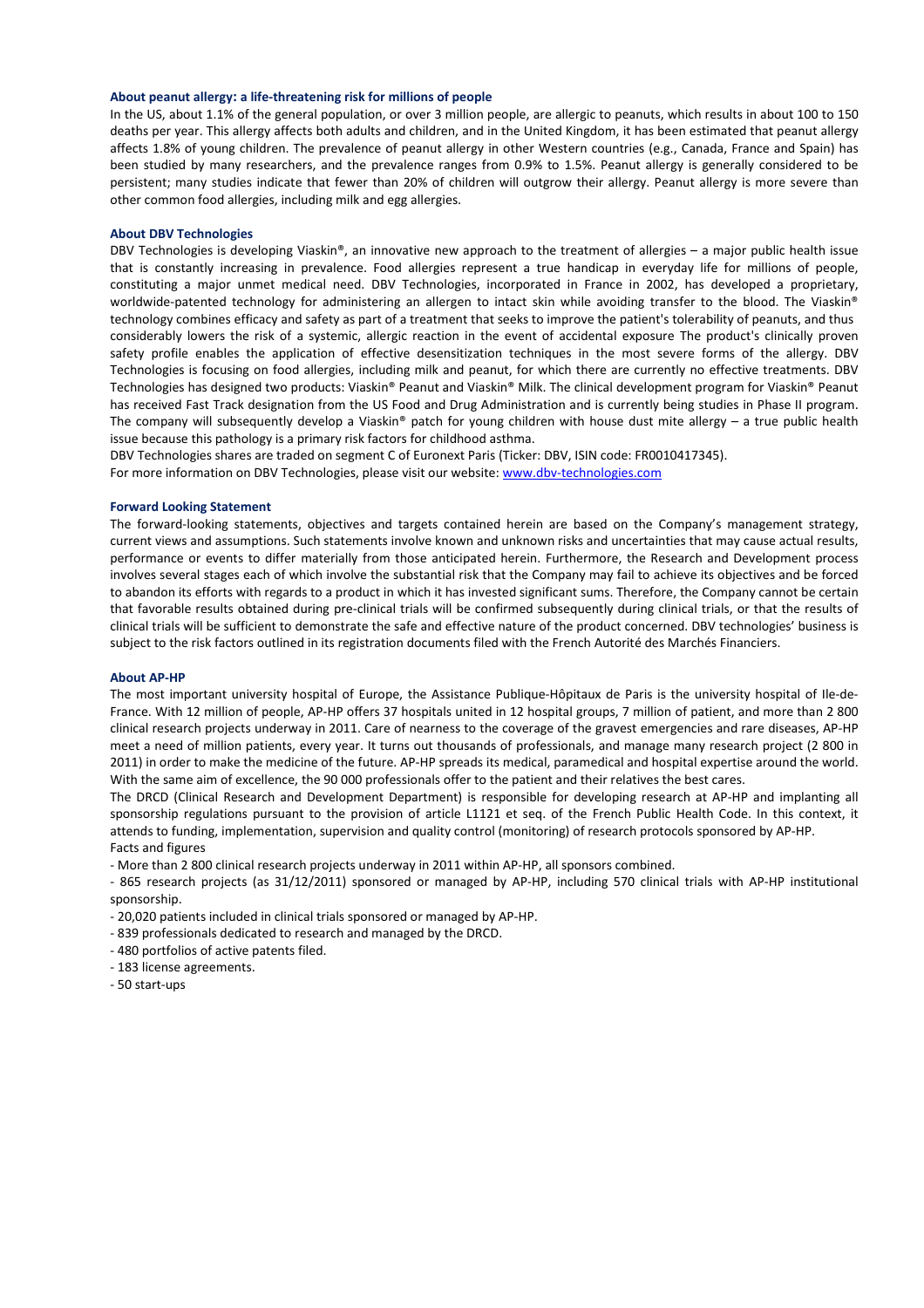### About peanut allergy: a life-threatening risk for millions of people

In the US, about 1.1% of the general population, or over 3 million people, are allergic to peanuts, which results in about 100 to 150 deaths per year. This allergy affects both adults and children, and in the United Kingdom, it has been estimated that peanut allergy affects 1.8% of young children. The prevalence of peanut allergy in other Western countries (e.g., Canada, France and Spain) has been studied by many researchers, and the prevalence ranges from 0.9% to 1.5%. Peanut allergy is generally considered to be persistent; many studies indicate that fewer than 20% of children will outgrow their allergy. Peanut allergy is more severe than other common food allergies, including milk and egg allergies.

### About DBV Technologies

DBV Technologies is developing Viaskin®, an innovative new approach to the treatment of allergies – a major public health issue that is constantly increasing in prevalence. Food allergies represent a true handicap in everyday life for millions of people, constituting a major unmet medical need. DBV Technologies, incorporated in France in 2002, has developed a proprietary, worldwide-patented technology for administering an allergen to intact skin while avoiding transfer to the blood. The Viaskin® technology combines efficacy and safety as part of a treatment that seeks to improve the patient's tolerability of peanuts, and thus considerably lowers the risk of a systemic, allergic reaction in the event of accidental exposure The product's clinically proven safety profile enables the application of effective desensitization techniques in the most severe forms of the allergy. DBV Technologies is focusing on food allergies, including milk and peanut, for which there are currently no effective treatments. DBV Technologies has designed two products: Viaskin® Peanut and Viaskin® Milk. The clinical development program for Viaskin® Peanut has received Fast Track designation from the US Food and Drug Administration and is currently being studies in Phase II program. The company will subsequently develop a Viaskin® patch for young children with house dust mite allergy – a true public health issue because this pathology is a primary risk factors for childhood asthma.

DBV Technologies shares are traded on segment C of Euronext Paris (Ticker: DBV, ISIN code: FR0010417345).

For more information on DBV Technologies, please visit our website: www.dbv-technologies.com

### Forward Looking Statement

The forward-looking statements, objectives and targets contained herein are based on the Company's management strategy, current views and assumptions. Such statements involve known and unknown risks and uncertainties that may cause actual results, performance or events to differ materially from those anticipated herein. Furthermore, the Research and Development process involves several stages each of which involve the substantial risk that the Company may fail to achieve its objectives and be forced to abandon its efforts with regards to a product in which it has invested significant sums. Therefore, the Company cannot be certain that favorable results obtained during pre-clinical trials will be confirmed subsequently during clinical trials, or that the results of clinical trials will be sufficient to demonstrate the safe and effective nature of the product concerned. DBV technologies' business is subject to the risk factors outlined in its registration documents filed with the French Autorité des Marchés Financiers.

### About AP-HP

The most important university hospital of Europe, the Assistance Publique-Hôpitaux de Paris is the university hospital of Ile-de-France. With 12 million of people, AP-HP offers 37 hospitals united in 12 hospital groups, 7 million of patient, and more than 2 800 clinical research projects underway in 2011. Care of nearness to the coverage of the gravest emergencies and rare diseases, AP-HP meet a need of million patients, every year. It turns out thousands of professionals, and manage many research project (2 800 in 2011) in order to make the medicine of the future. AP-HP spreads its medical, paramedical and hospital expertise around the world. With the same aim of excellence, the 90 000 professionals offer to the patient and their relatives the best cares.

The DRCD (Clinical Research and Development Department) is responsible for developing research at AP-HP and implanting all sponsorship regulations pursuant to the provision of article L1121 et seq. of the French Public Health Code. In this context, it attends to funding, implementation, supervision and quality control (monitoring) of research protocols sponsored by AP-HP.

Facts and figures

- More than 2 800 clinical research projects underway in 2011 within AP-HP, all sponsors combined.
- 865 research projects (as 31/12/2011) sponsored or managed by AP-HP, including 570 clinical trials with AP-HP institutional sponsorship.
- 20,020 patients included in clinical trials sponsored or managed by AP-HP.
- 839 professionals dedicated to research and managed by the DRCD.
- 480 portfolios of active patents filed.
- 183 license agreements.
- 50 start-ups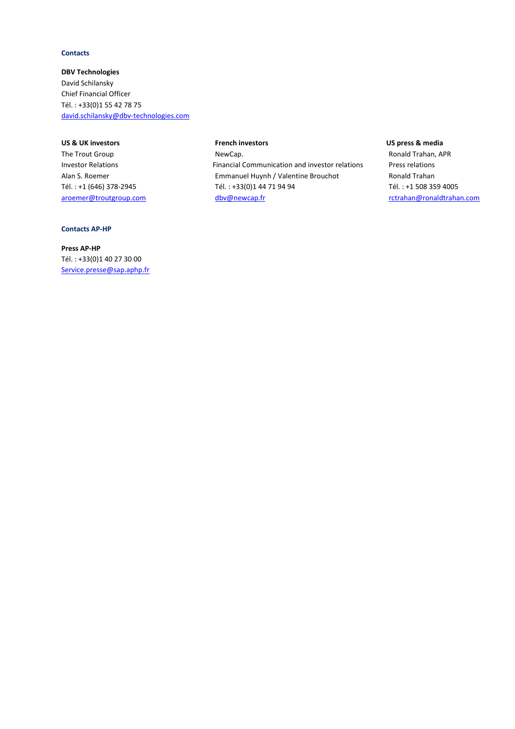### Contacts

**DBV Technologies**
David Schilansky
Chief Financial Officer
Tél. : +33(0)1 55 42 78 75
david.schilansky@dbv-technologies.com

**US & UK investors**
The Trout Group
Investor Relations
Alan S. Roemer
Tél. : +1 (646) 378-2945
aroemer@troutgroup.com

**French investors**
NewCap.
Financial Communication and investor relations
Emmanuel Huynh / Valentine Brouchot
Tél. : +33(0)1 44 71 94 94
dbv@newcap.fr

**US press & media**
Ronald Trahan, APR
Press relations
Ronald Trahan
Tél. : +1 508 359 4005
rctrahan@ronaldtrahan.com

### Contacts AP-HP

**Press AP-HP**
Tél. : +33(0)1 40 27 30 00
Service.presse@sap.aphp.fr